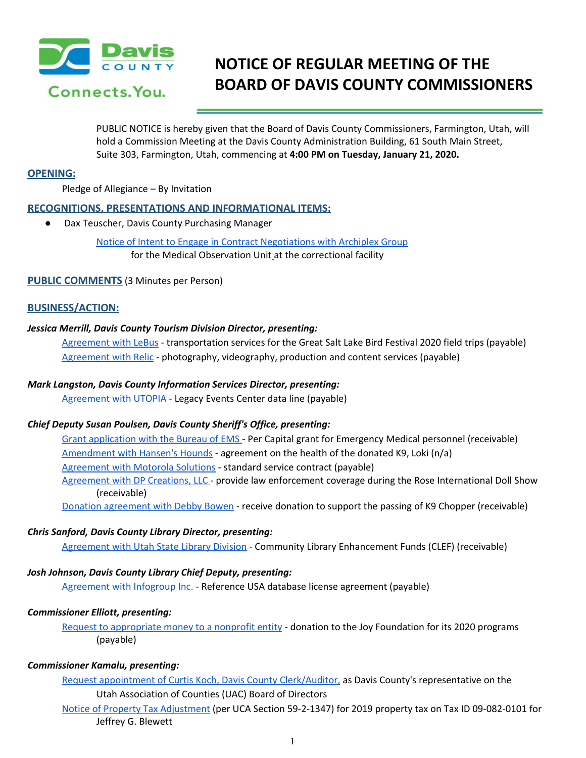# NOTICE OF REGULAR MEETING OF THE BOARD OF DAVIS COUNTY COMMISSIONERS

PUBLIC NOTICE is hereby given that the Board of Davis County Commissioners, Farmington, Utah, will hold a Commission Meeting at the Davis County Administration Building, 61 South Main Street, Suite 303, Farmington, Utah, commencing at **4:00 PM on Tuesday, January 21, 2020.**

## OPENING:

Pledge of Allegiance – By Invitation

## RECOGNITIONS, PRESENTATIONS AND INFORMATIONAL ITEMS:

- Dax Teuscher, Davis County Purchasing Manager

  Notice of Intent to Engage in Contract Negotiations with Archiplex Group for the Medical Observation Unit at the correctional facility

## PUBLIC COMMENTS (3 Minutes per Person)

## BUSINESS/ACTION:

***Jessica Merrill, Davis County Tourism Division Director, presenting:***

Agreement with LeBus - transportation services for the Great Salt Lake Bird Festival 2020 field trips (payable)
Agreement with Relic - photography, videography, production and content services (payable)

***Mark Langston, Davis County Information Services Director, presenting:***

Agreement with UTOPIA - Legacy Events Center data line (payable)

***Chief Deputy Susan Poulsen, Davis County Sheriff's Office, presenting:***

Grant application with the Bureau of EMS - Per Capital grant for Emergency Medical personnel (receivable)
Amendment with Hansen's Hounds - agreement on the health of the donated K9, Loki (n/a)
Agreement with Motorola Solutions - standard service contract (payable)
Agreement with DP Creations, LLC - provide law enforcement coverage during the Rose International Doll Show (receivable)
Donation agreement with Debby Bowen - receive donation to support the passing of K9 Chopper (receivable)

***Chris Sanford, Davis County Library Director, presenting:***

Agreement with Utah State Library Division - Community Library Enhancement Funds (CLEF) (receivable)

***Josh Johnson, Davis County Library Chief Deputy, presenting:***

Agreement with Infogroup Inc. - Reference USA database license agreement (payable)

***Commissioner Elliott, presenting:***

Request to appropriate money to a nonprofit entity - donation to the Joy Foundation for its 2020 programs (payable)

***Commissioner Kamalu, presenting:***

Request appointment of Curtis Koch, Davis County Clerk/Auditor, as Davis County's representative on the Utah Association of Counties (UAC) Board of Directors
Notice of Property Tax Adjustment (per UCA Section 59-2-1347) for 2019 property tax on Tax ID 09-082-0101 for Jeffrey G. Blewett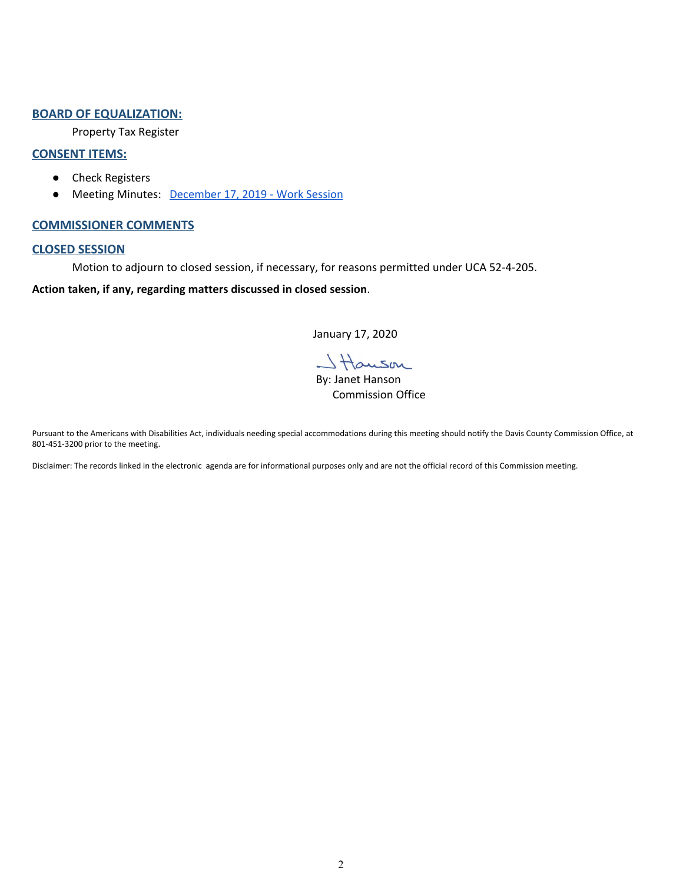## BOARD OF EQUALIZATION:

Property Tax Register

## CONSENT ITEMS:

- Check Registers
- Meeting Minutes: December 17, 2019 - Work Session

## COMMISSIONER COMMENTS

## CLOSED SESSION

Motion to adjourn to closed session, if necessary, for reasons permitted under UCA 52-4-205.

**Action taken, if any, regarding matters discussed in closed session**.

January 17, 2020

J Hanson

By: Janet Hanson
Commission Office

Pursuant to the Americans with Disabilities Act, individuals needing special accommodations during this meeting should notify the Davis County Commission Office, at 801-451-3200 prior to the meeting.

Disclaimer: The records linked in the electronic agenda are for informational purposes only and are not the official record of this Commission meeting.